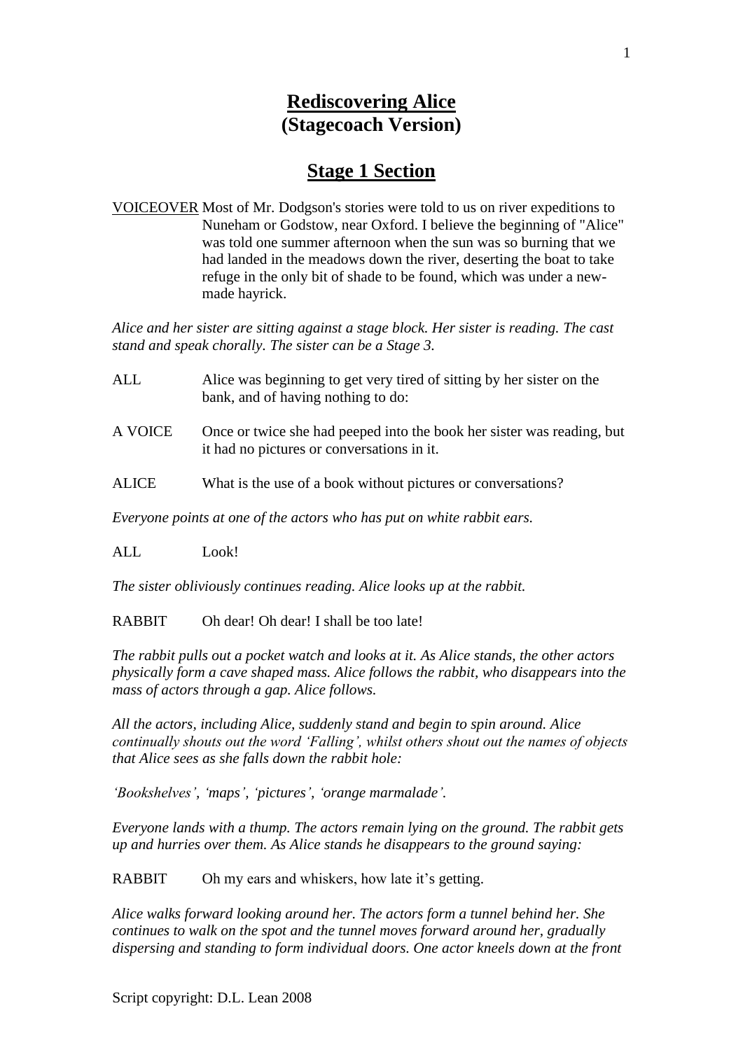# Rediscovering Alice (Stagecoach Version)

## Stage 1 Section

VOICEOVER Most of Mr. Dodgson's stories were told to us on river expeditions to Nuneham or Godstow, near Oxford. I believe the beginning of "Alice" was told one summer afternoon when the sun was so burning that we had landed in the meadows down the river, deserting the boat to take refuge in the only bit of shade to be found, which was under a new-made hayrick.

*Alice and her sister are sitting against a stage block. Her sister is reading. The cast stand and speak chorally. The sister can be a Stage 3.*

ALL Alice was beginning to get very tired of sitting by her sister on the bank, and of having nothing to do:

A VOICE Once or twice she had peeped into the book her sister was reading, but it had no pictures or conversations in it.

ALICE What is the use of a book without pictures or conversations?

*Everyone points at one of the actors who has put on white rabbit ears.*

ALL Look!

*The sister obliviously continues reading. Alice looks up at the rabbit.*

RABBIT Oh dear! Oh dear! I shall be too late!

*The rabbit pulls out a pocket watch and looks at it. As Alice stands, the other actors physically form a cave shaped mass. Alice follows the rabbit, who disappears into the mass of actors through a gap. Alice follows.*

*All the actors, including Alice, suddenly stand and begin to spin around. Alice continually shouts out the word 'Falling', whilst others shout out the names of objects that Alice sees as she falls down the rabbit hole:*

*'Bookshelves', 'maps', 'pictures', 'orange marmalade'.*

*Everyone lands with a thump. The actors remain lying on the ground. The rabbit gets up and hurries over them. As Alice stands he disappears to the ground saying:*

RABBIT Oh my ears and whiskers, how late it's getting.

*Alice walks forward looking around her. The actors form a tunnel behind her. She continues to walk on the spot and the tunnel moves forward around her, gradually dispersing and standing to form individual doors. One actor kneels down at the front*

Script copyright: D.L. Lean 2008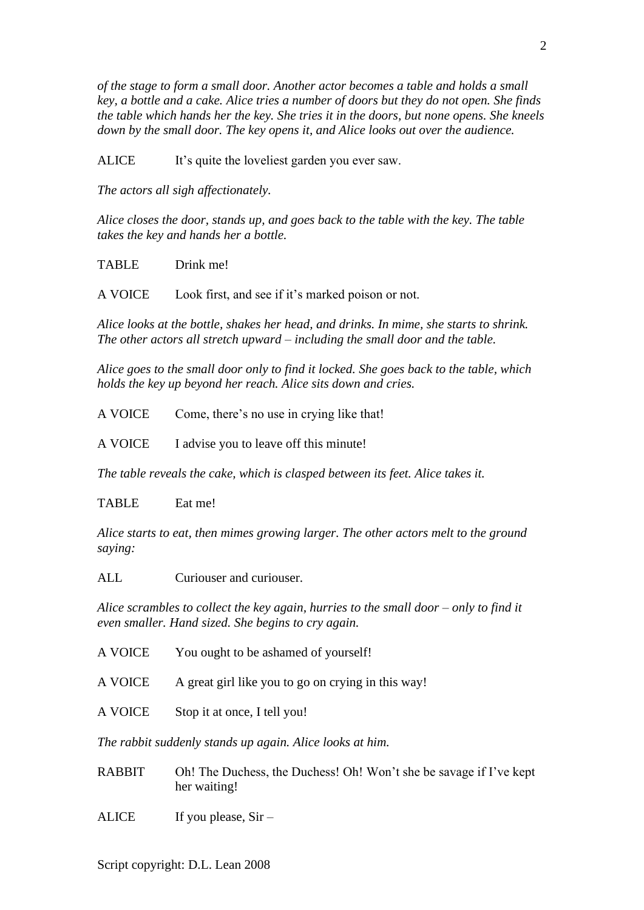*of the stage to form a small door. Another actor becomes a table and holds a small key, a bottle and a cake. Alice tries a number of doors but they do not open. She finds the table which hands her the key. She tries it in the doors, but none opens. She kneels down by the small door. The key opens it, and Alice looks out over the audience.*

ALICE It's quite the loveliest garden you ever saw.

*The actors all sigh affectionately.*

*Alice closes the door, stands up, and goes back to the table with the key. The table takes the key and hands her a bottle.*

TABLE Drink me!

A VOICE Look first, and see if it's marked poison or not.

*Alice looks at the bottle, shakes her head, and drinks. In mime, she starts to shrink. The other actors all stretch upward – including the small door and the table.*

*Alice goes to the small door only to find it locked. She goes back to the table, which holds the key up beyond her reach. Alice sits down and cries.*

A VOICE Come, there's no use in crying like that!

A VOICE I advise you to leave off this minute!

*The table reveals the cake, which is clasped between its feet. Alice takes it.*

TABLE Eat me!

*Alice starts to eat, then mimes growing larger. The other actors melt to the ground saying:*

ALL Curiouser and curiouser.

*Alice scrambles to collect the key again, hurries to the small door – only to find it even smaller. Hand sized. She begins to cry again.*

A VOICE You ought to be ashamed of yourself!

A VOICE A great girl like you to go on crying in this way!

A VOICE Stop it at once, I tell you!

*The rabbit suddenly stands up again. Alice looks at him.*

RABBIT Oh! The Duchess, the Duchess! Oh! Won't she be savage if I've kept her waiting!

ALICE If you please, Sir –

Script copyright: D.L. Lean 2008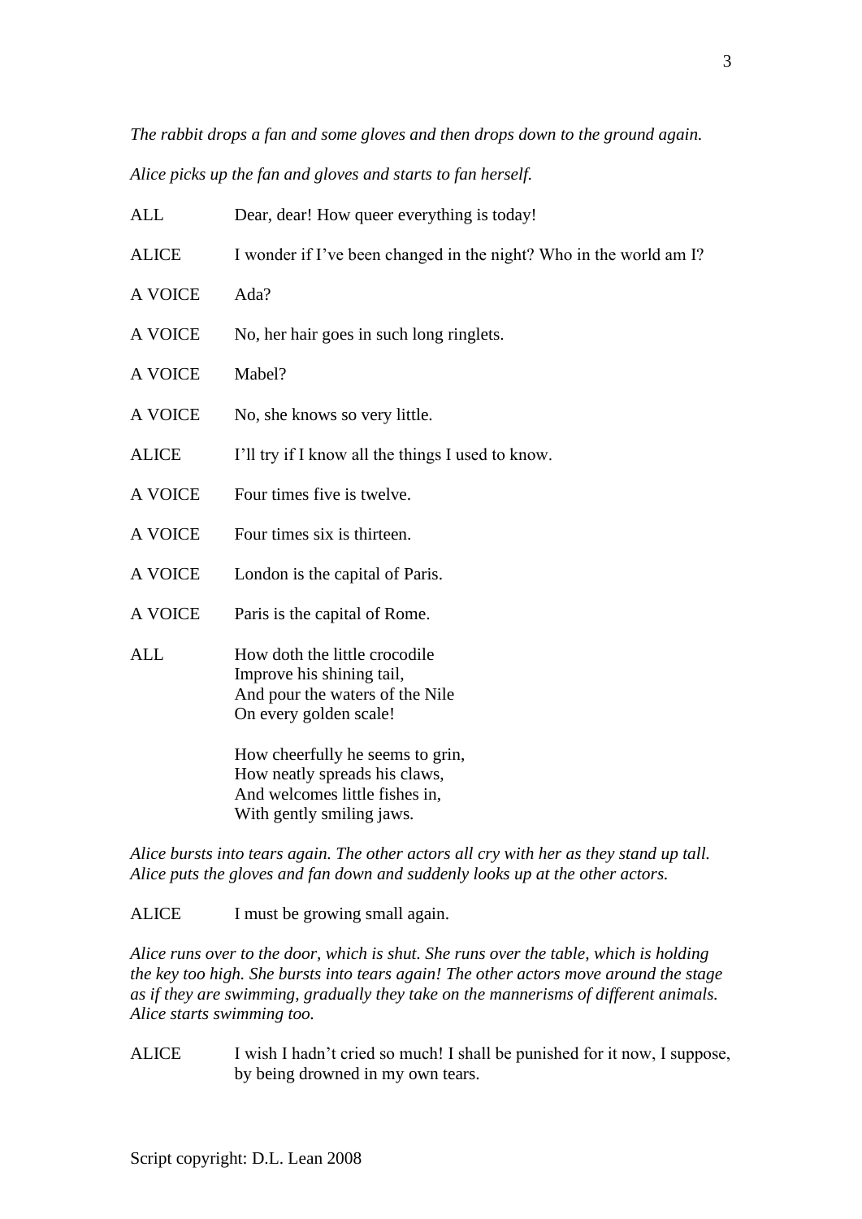*The rabbit drops a fan and some gloves and then drops down to the ground again.*

*Alice picks up the fan and gloves and starts to fan herself.*

ALL Dear, dear! How queer everything is today!

ALICE I wonder if I've been changed in the night? Who in the world am I?

A VOICE Ada?

A VOICE No, her hair goes in such long ringlets.

A VOICE Mabel?

A VOICE No, she knows so very little.

ALICE I'll try if I know all the things I used to know.

A VOICE Four times five is twelve.

A VOICE Four times six is thirteen.

A VOICE London is the capital of Paris.

A VOICE Paris is the capital of Rome.

ALL How doth the little crocodile
Improve his shining tail,
And pour the waters of the Nile
On every golden scale!

How cheerfully he seems to grin,
How neatly spreads his claws,
And welcomes little fishes in,
With gently smiling jaws.

*Alice bursts into tears again. The other actors all cry with her as they stand up tall. Alice puts the gloves and fan down and suddenly looks up at the other actors.*

ALICE I must be growing small again.

*Alice runs over to the door, which is shut. She runs over the table, which is holding the key too high. She bursts into tears again! The other actors move around the stage as if they are swimming, gradually they take on the mannerisms of different animals. Alice starts swimming too.*

ALICE I wish I hadn't cried so much! I shall be punished for it now, I suppose, by being drowned in my own tears.

Script copyright: D.L. Lean 2008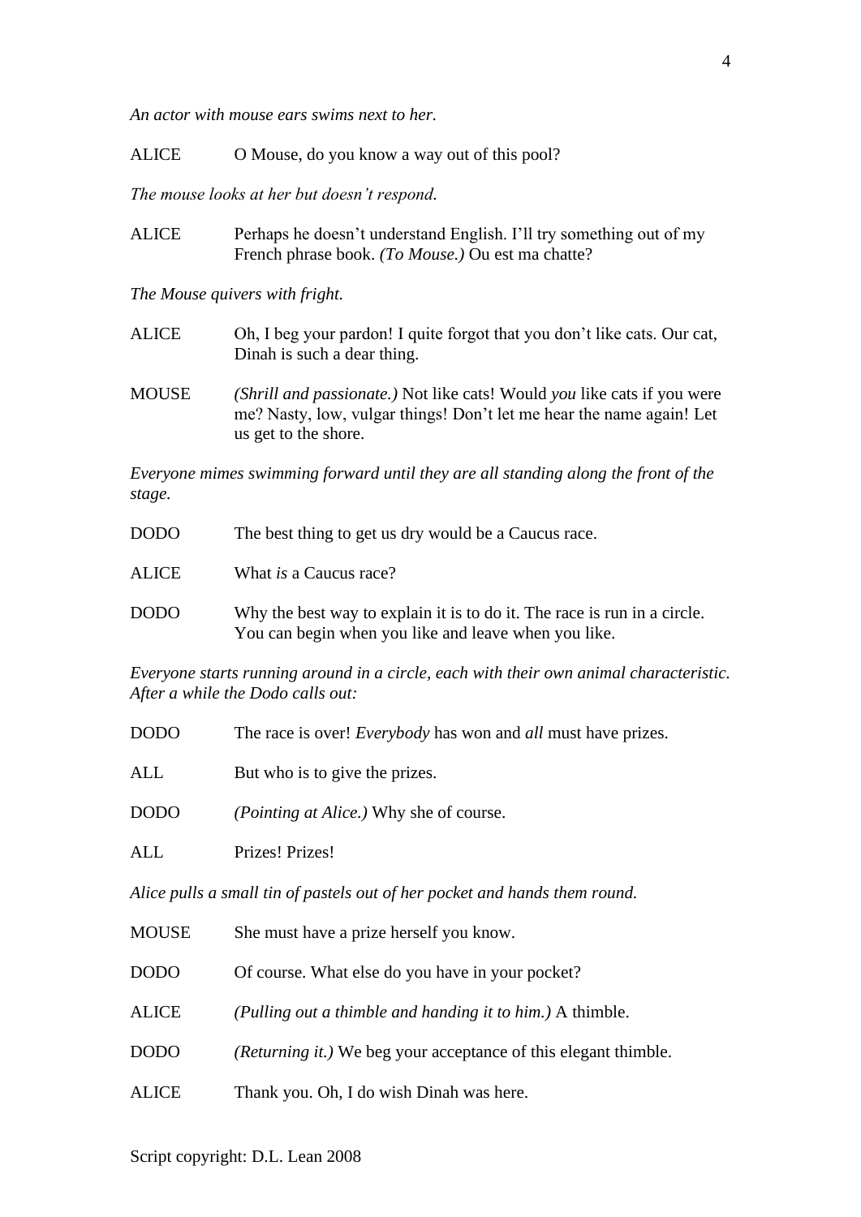*An actor with mouse ears swims next to her.*

ALICE O Mouse, do you know a way out of this pool?

*The mouse looks at her but doesn't respond.*

ALICE Perhaps he doesn't understand English. I'll try something out of my French phrase book. *(To Mouse.)* Ou est ma chatte?

*The Mouse quivers with fright.*

ALICE Oh, I beg your pardon! I quite forgot that you don't like cats. Our cat, Dinah is such a dear thing.

MOUSE *(Shrill and passionate.)* Not like cats! Would *you* like cats if you were me? Nasty, low, vulgar things! Don't let me hear the name again! Let us get to the shore.

*Everyone mimes swimming forward until they are all standing along the front of the stage.*

DODO The best thing to get us dry would be a Caucus race.

ALICE What *is* a Caucus race?

DODO Why the best way to explain it is to do it. The race is run in a circle. You can begin when you like and leave when you like.

*Everyone starts running around in a circle, each with their own animal characteristic. After a while the Dodo calls out:*

DODO The race is over! *Everybody* has won and *all* must have prizes.

ALL But who is to give the prizes.

DODO *(Pointing at Alice.)* Why she of course.

ALL Prizes! Prizes!

*Alice pulls a small tin of pastels out of her pocket and hands them round.*

MOUSE She must have a prize herself you know.

DODO Of course. What else do you have in your pocket?

ALICE *(Pulling out a thimble and handing it to him.)* A thimble.

DODO *(Returning it.)* We beg your acceptance of this elegant thimble.

ALICE Thank you. Oh, I do wish Dinah was here.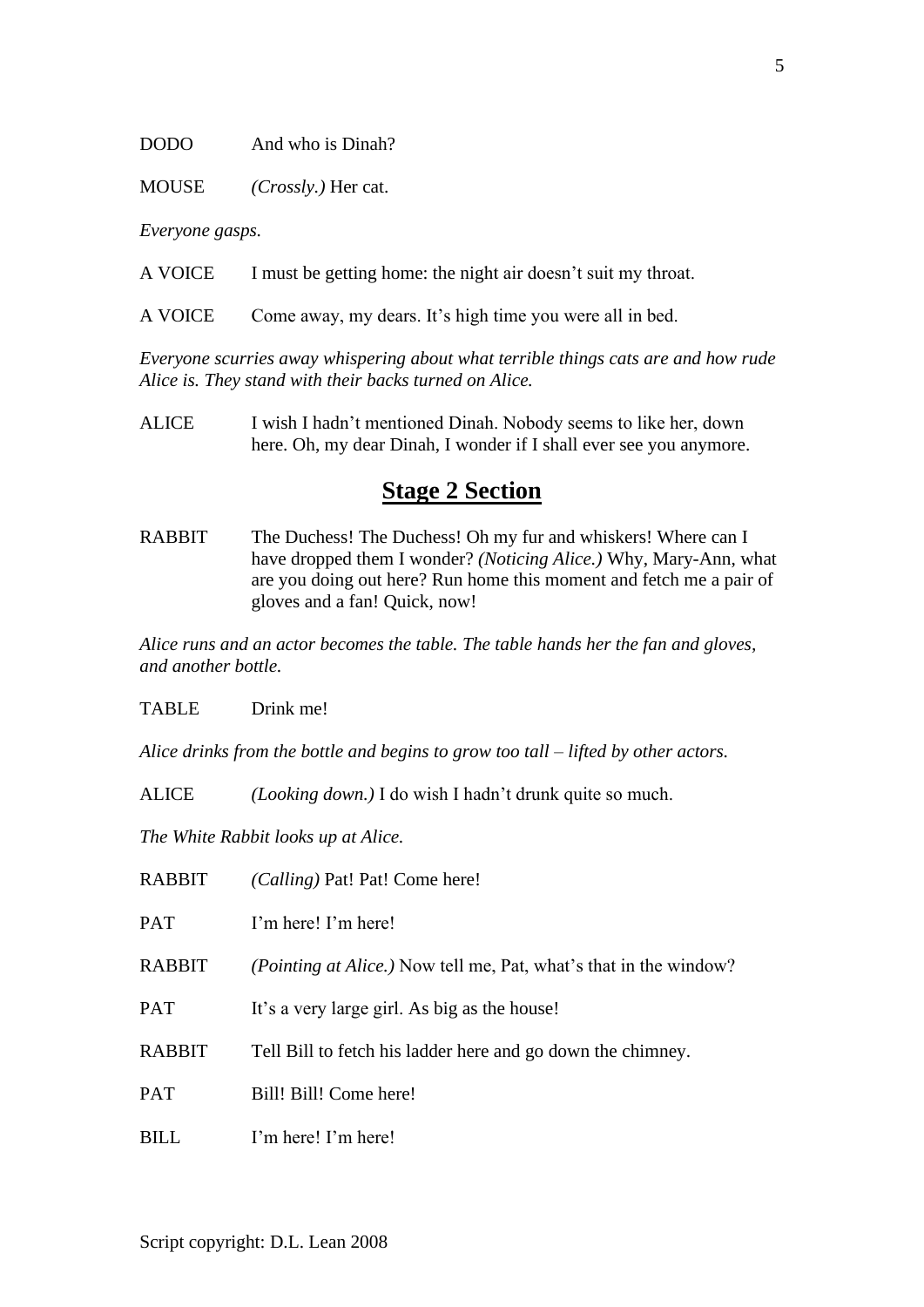DODO And who is Dinah?

MOUSE *(Crossly.)* Her cat.

*Everyone gasps.*

A VOICE I must be getting home: the night air doesn't suit my throat.

A VOICE Come away, my dears. It's high time you were all in bed.

*Everyone scurries away whispering about what terrible things cats are and how rude Alice is. They stand with their backs turned on Alice.*

ALICE I wish I hadn't mentioned Dinah. Nobody seems to like her, down here. Oh, my dear Dinah, I wonder if I shall ever see you anymore.

## **Stage 2 Section**

RABBIT The Duchess! The Duchess! Oh my fur and whiskers! Where can I have dropped them I wonder? *(Noticing Alice.)* Why, Mary-Ann, what are you doing out here? Run home this moment and fetch me a pair of gloves and a fan! Quick, now!

*Alice runs and an actor becomes the table. The table hands her the fan and gloves, and another bottle.*

TABLE Drink me!

*Alice drinks from the bottle and begins to grow too tall – lifted by other actors.*

ALICE *(Looking down.)* I do wish I hadn't drunk quite so much.

*The White Rabbit looks up at Alice.*

RABBIT *(Calling)* Pat! Pat! Come here!

PAT I'm here! I'm here!

RABBIT *(Pointing at Alice.)* Now tell me, Pat, what's that in the window?

PAT It's a very large girl. As big as the house!

RABBIT Tell Bill to fetch his ladder here and go down the chimney.

PAT Bill! Bill! Come here!

BILL I'm here! I'm here!

Script copyright: D.L. Lean 2008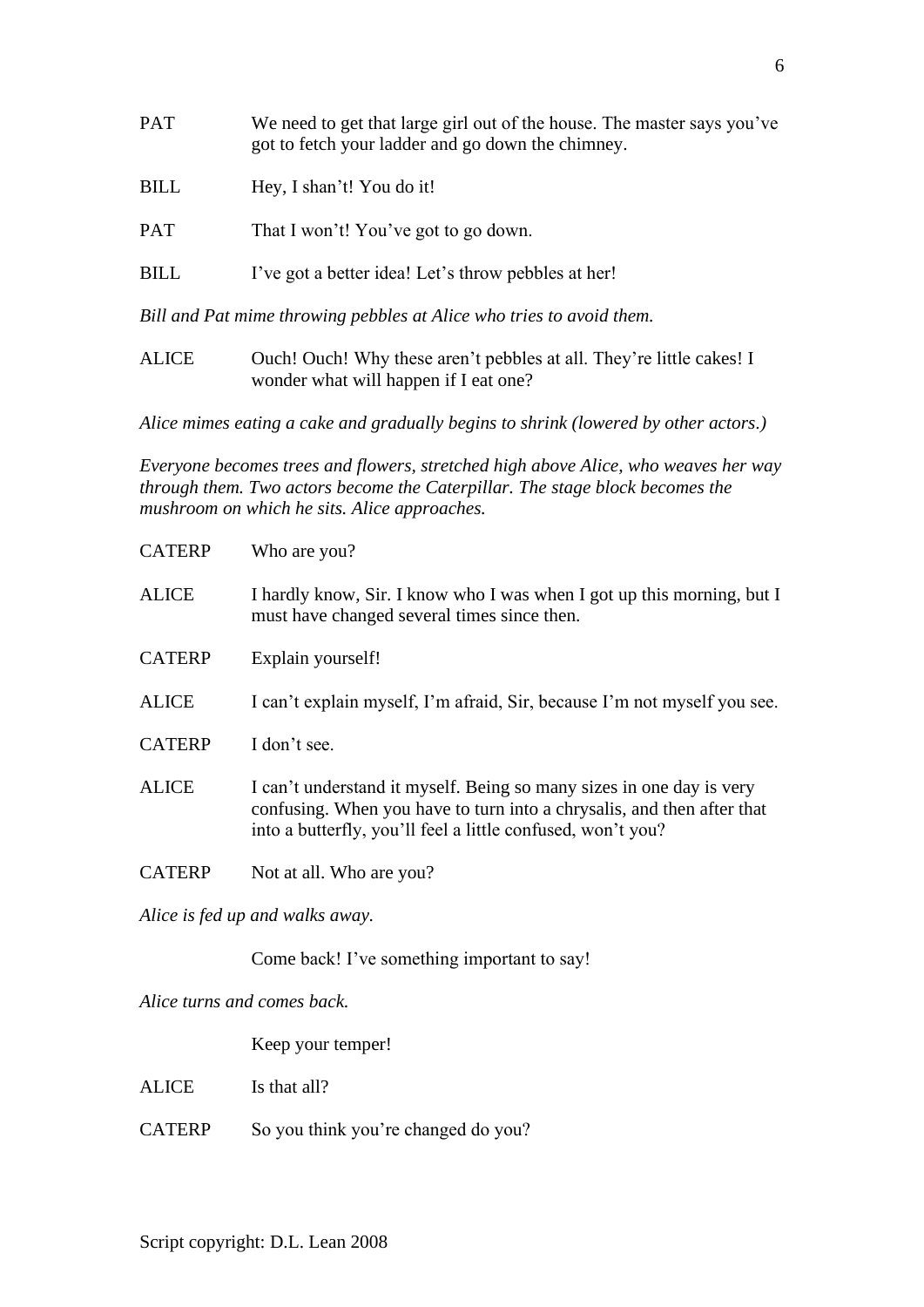PAT We need to get that large girl out of the house. The master says you've got to fetch your ladder and go down the chimney.

BILL Hey, I shan't! You do it!

PAT That I won't! You've got to go down.

BILL I've got a better idea! Let's throw pebbles at her!

*Bill and Pat mime throwing pebbles at Alice who tries to avoid them.*

ALICE Ouch! Ouch! Why these aren't pebbles at all. They're little cakes! I wonder what will happen if I eat one?

*Alice mimes eating a cake and gradually begins to shrink (lowered by other actors.)*

*Everyone becomes trees and flowers, stretched high above Alice, who weaves her way through them. Two actors become the Caterpillar. The stage block becomes the mushroom on which he sits. Alice approaches.*

CATERP Who are you?

ALICE I hardly know, Sir. I know who I was when I got up this morning, but I must have changed several times since then.

CATERP Explain yourself!

ALICE I can't explain myself, I'm afraid, Sir, because I'm not myself you see.

CATERP I don't see.

ALICE I can't understand it myself. Being so many sizes in one day is very confusing. When you have to turn into a chrysalis, and then after that into a butterfly, you'll feel a little confused, won't you?

CATERP Not at all. Who are you?

*Alice is fed up and walks away.*

Come back! I've something important to say!

*Alice turns and comes back.*

Keep your temper!

ALICE Is that all?

CATERP So you think you're changed do you?

Script copyright: D.L. Lean 2008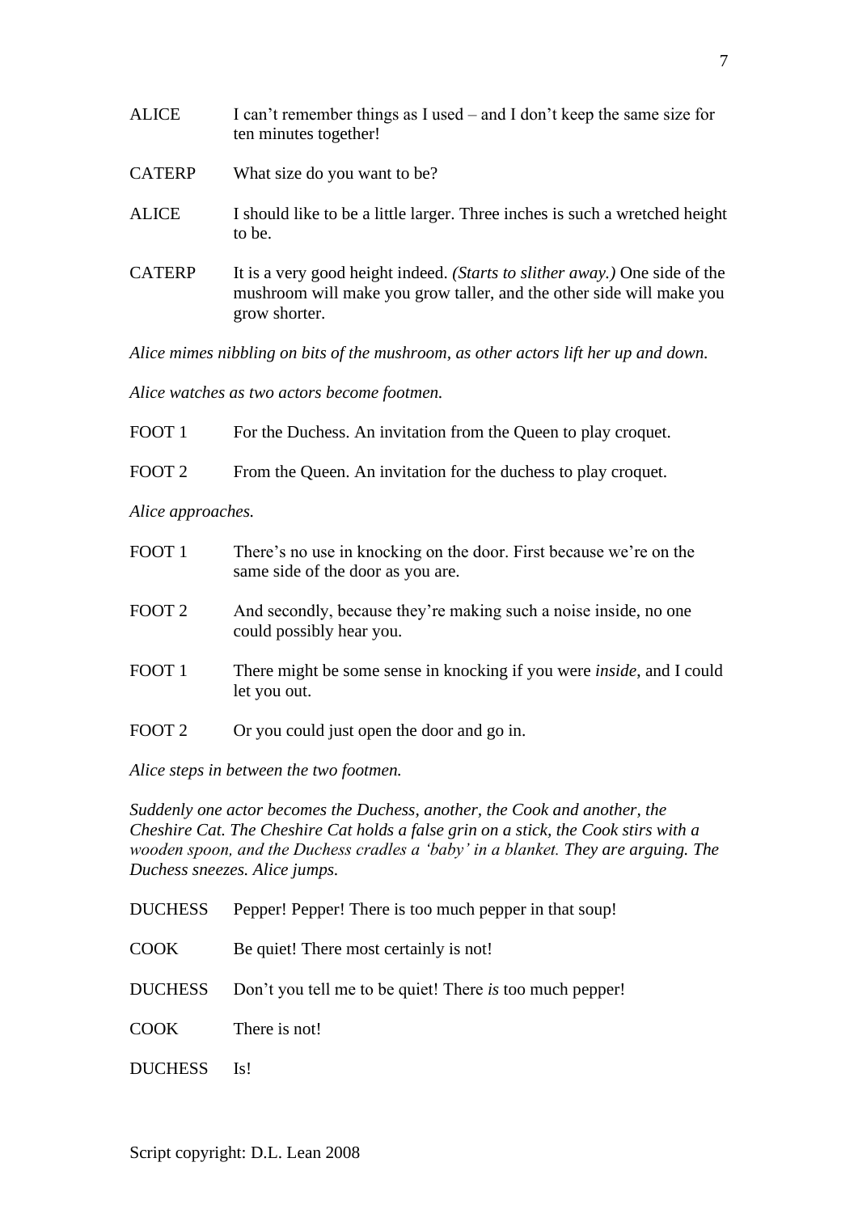ALICE I can't remember things as I used – and I don't keep the same size for ten minutes together!

CATERP What size do you want to be?

ALICE I should like to be a little larger. Three inches is such a wretched height to be.

CATERP It is a very good height indeed. *(Starts to slither away.)* One side of the mushroom will make you grow taller, and the other side will make you grow shorter.

*Alice mimes nibbling on bits of the mushroom, as other actors lift her up and down.*

*Alice watches as two actors become footmen.*

FOOT 1 For the Duchess. An invitation from the Queen to play croquet.

FOOT 2 From the Queen. An invitation for the duchess to play croquet.

*Alice approaches.*

FOOT 1 There's no use in knocking on the door. First because we're on the same side of the door as you are.

FOOT 2 And secondly, because they're making such a noise inside, no one could possibly hear you.

FOOT 1 There might be some sense in knocking if you were *inside*, and I could let you out.

FOOT 2 Or you could just open the door and go in.

*Alice steps in between the two footmen.*

*Suddenly one actor becomes the Duchess, another, the Cook and another, the Cheshire Cat. The Cheshire Cat holds a false grin on a stick, the Cook stirs with a wooden spoon, and the Duchess cradles a 'baby' in a blanket. They are arguing. The Duchess sneezes. Alice jumps.*

DUCHESS Pepper! Pepper! There is too much pepper in that soup!

COOK Be quiet! There most certainly is not!

DUCHESS Don't you tell me to be quiet! There *is* too much pepper!

COOK There is not!

DUCHESS Is!

Script copyright: D.L. Lean 2008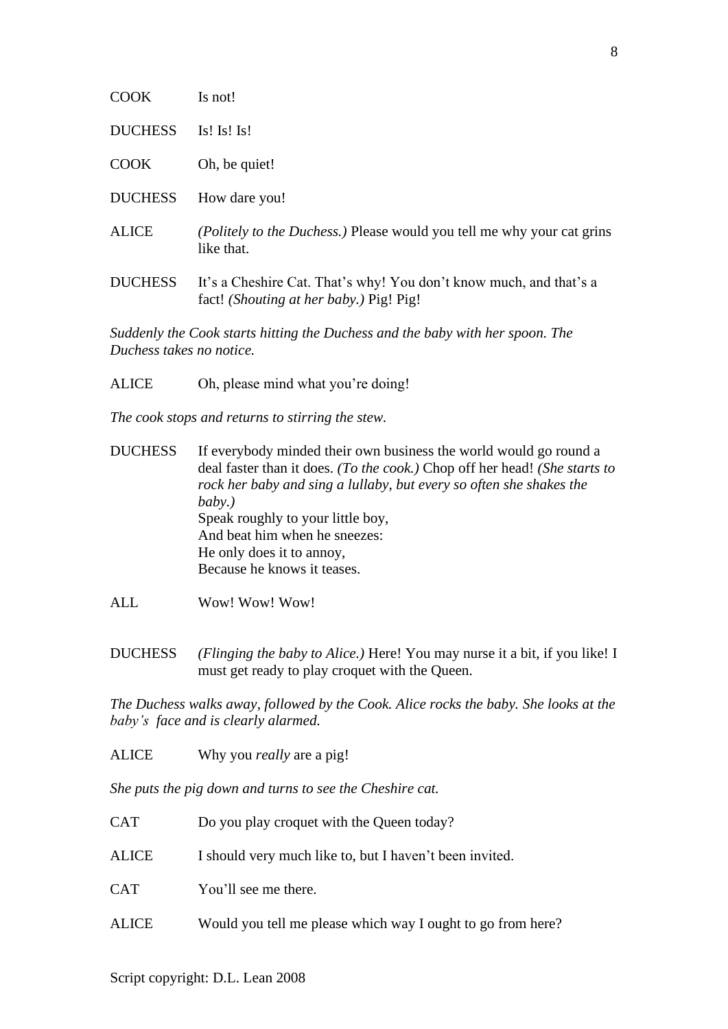COOK Is not!

DUCHESS Is! Is! Is!

COOK Oh, be quiet!

DUCHESS How dare you!

ALICE *(Politely to the Duchess.)* Please would you tell me why your cat grins like that.

DUCHESS It's a Cheshire Cat. That's why! You don't know much, and that's a fact! *(Shouting at her baby.)* Pig! Pig!

*Suddenly the Cook starts hitting the Duchess and the baby with her spoon. The Duchess takes no notice.*

ALICE Oh, please mind what you're doing!

*The cook stops and returns to stirring the stew.*

DUCHESS If everybody minded their own business the world would go round a deal faster than it does. *(To the cook.)* Chop off her head! *(She starts to rock her baby and sing a lullaby, but every so often she shakes the baby.)*
Speak roughly to your little boy,
And beat him when he sneezes:
He only does it to annoy,
Because he knows it teases.

ALL Wow! Wow! Wow!

DUCHESS *(Flinging the baby to Alice.)* Here! You may nurse it a bit, if you like! I must get ready to play croquet with the Queen.

*The Duchess walks away, followed by the Cook. Alice rocks the baby. She looks at the baby's face and is clearly alarmed.*

ALICE Why you *really* are a pig!

*She puts the pig down and turns to see the Cheshire cat.*

CAT Do you play croquet with the Queen today?

ALICE I should very much like to, but I haven't been invited.

CAT You'll see me there.

ALICE Would you tell me please which way I ought to go from here?

Script copyright: D.L. Lean 2008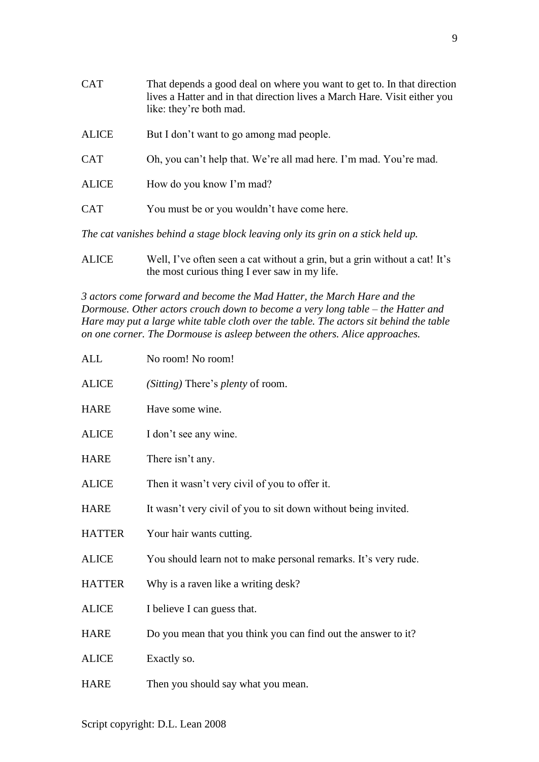CAT That depends a good deal on where you want to get to. In that direction lives a Hatter and in that direction lives a March Hare. Visit either you like: they're both mad.

ALICE But I don't want to go among mad people.

CAT Oh, you can't help that. We're all mad here. I'm mad. You're mad.

ALICE How do you know I'm mad?

CAT You must be or you wouldn't have come here.

*The cat vanishes behind a stage block leaving only its grin on a stick held up.*

ALICE Well, I've often seen a cat without a grin, but a grin without a cat! It's the most curious thing I ever saw in my life.

*3 actors come forward and become the Mad Hatter, the March Hare and the Dormouse. Other actors crouch down to become a very long table – the Hatter and Hare may put a large white table cloth over the table. The actors sit behind the table on one corner. The Dormouse is asleep between the others. Alice approaches.*

ALL No room! No room!

ALICE *(Sitting)* There's *plenty* of room.

HARE Have some wine.

ALICE I don't see any wine.

HARE There isn't any.

ALICE Then it wasn't very civil of you to offer it.

HARE It wasn't very civil of you to sit down without being invited.

HATTER Your hair wants cutting.

ALICE You should learn not to make personal remarks. It's very rude.

HATTER Why is a raven like a writing desk?

ALICE I believe I can guess that.

HARE Do you mean that you think you can find out the answer to it?

ALICE Exactly so.

HARE Then you should say what you mean.

Script copyright: D.L. Lean 2008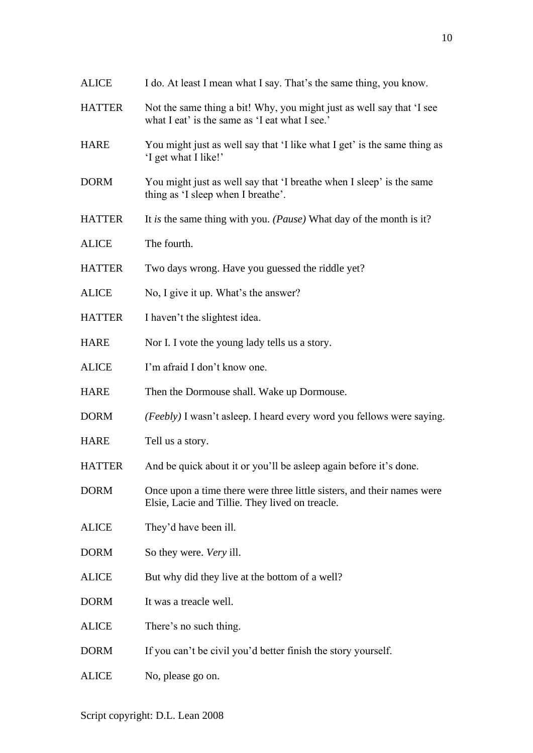ALICE I do. At least I mean what I say. That's the same thing, you know.

HATTER Not the same thing a bit! Why, you might just as well say that 'I see what I eat' is the same as 'I eat what I see.'

HARE You might just as well say that 'I like what I get' is the same thing as 'I get what I like!'

DORM You might just as well say that 'I breathe when I sleep' is the same thing as 'I sleep when I breathe'.

HATTER It *is* the same thing with you. *(Pause)* What day of the month is it?

ALICE The fourth.

HATTER Two days wrong. Have you guessed the riddle yet?

ALICE No, I give it up. What's the answer?

HATTER I haven't the slightest idea.

HARE Nor I. I vote the young lady tells us a story.

ALICE I'm afraid I don't know one.

HARE Then the Dormouse shall. Wake up Dormouse.

DORM *(Feebly)* I wasn't asleep. I heard every word you fellows were saying.

HARE Tell us a story.

HATTER And be quick about it or you'll be asleep again before it's done.

DORM Once upon a time there were three little sisters, and their names were Elsie, Lacie and Tillie. They lived on treacle.

ALICE They'd have been ill.

DORM So they were. *Very* ill.

ALICE But why did they live at the bottom of a well?

DORM It was a treacle well.

ALICE There's no such thing.

DORM If you can't be civil you'd better finish the story yourself.

ALICE No, please go on.

Script copyright: D.L. Lean 2008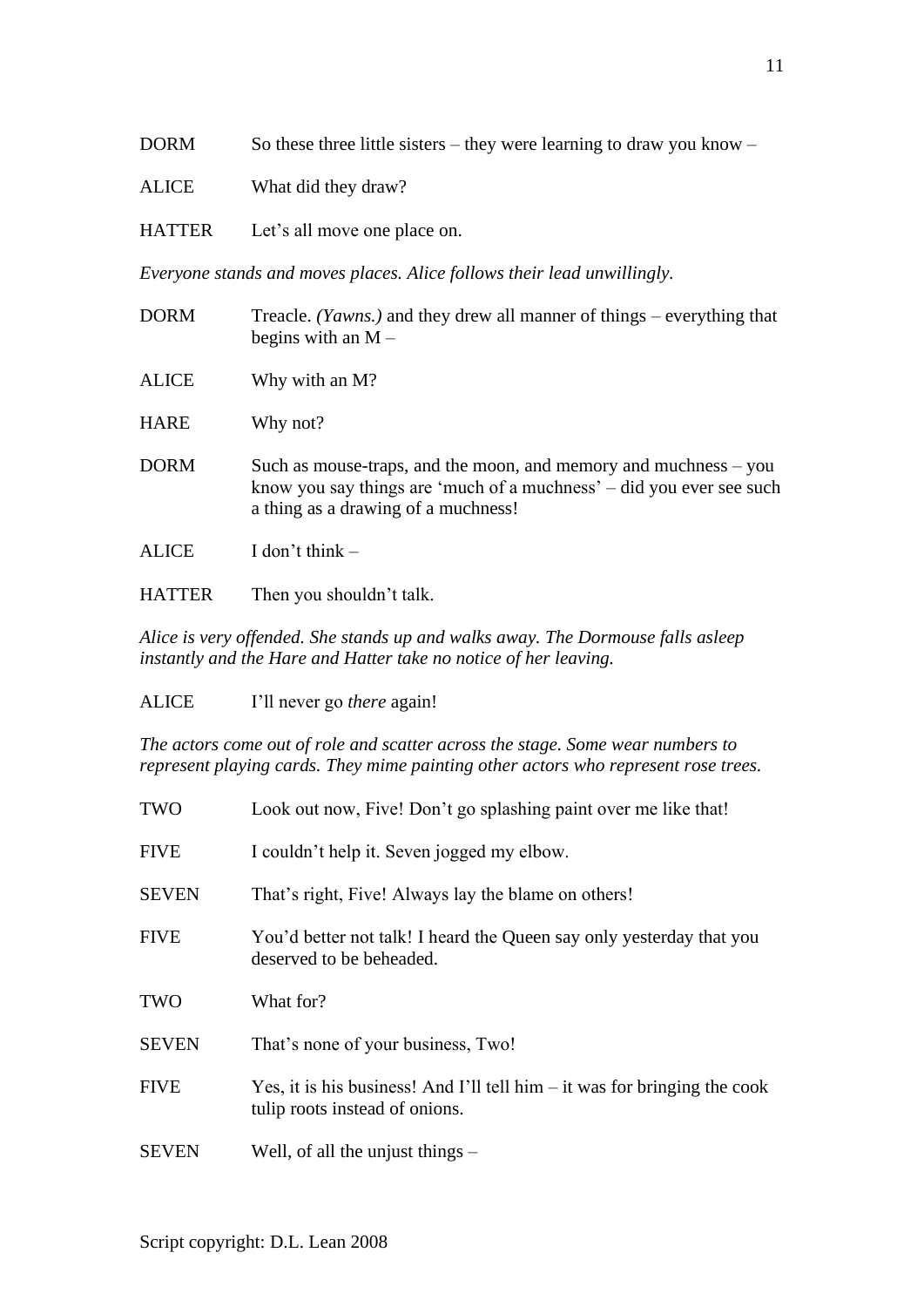DORM So these three little sisters – they were learning to draw you know –

ALICE What did they draw?

HATTER Let's all move one place on.

*Everyone stands and moves places. Alice follows their lead unwillingly.*

DORM Treacle. *(Yawns.)* and they drew all manner of things – everything that begins with an M –

ALICE Why with an M?

HARE Why not?

DORM Such as mouse-traps, and the moon, and memory and muchness – you know you say things are 'much of a muchness' – did you ever see such a thing as a drawing of a muchness!

ALICE I don't think –

HATTER Then you shouldn't talk.

*Alice is very offended. She stands up and walks away. The Dormouse falls asleep instantly and the Hare and Hatter take no notice of her leaving.*

ALICE I'll never go *there* again!

*The actors come out of role and scatter across the stage. Some wear numbers to represent playing cards. They mime painting other actors who represent rose trees.*

TWO Look out now, Five! Don't go splashing paint over me like that!

FIVE I couldn't help it. Seven jogged my elbow.

SEVEN That's right, Five! Always lay the blame on others!

FIVE You'd better not talk! I heard the Queen say only yesterday that you deserved to be beheaded.

TWO What for?

SEVEN That's none of your business, Two!

FIVE Yes, it is his business! And I'll tell him – it was for bringing the cook tulip roots instead of onions.

SEVEN Well, of all the unjust things –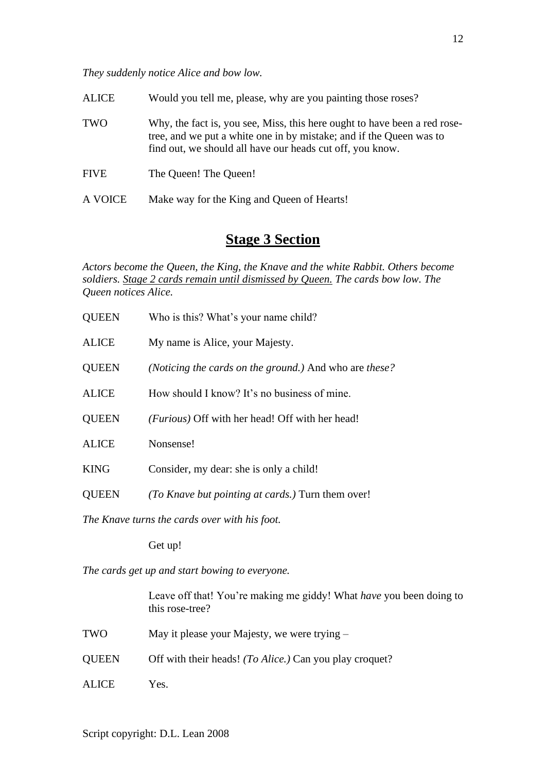*They suddenly notice Alice and bow low.*

ALICE Would you tell me, please, why are you painting those roses?

TWO Why, the fact is, you see, Miss, this here ought to have been a red rose-tree, and we put a white one in by mistake; and if the Queen was to find out, we should all have our heads cut off, you know.

FIVE The Queen! The Queen!

A VOICE Make way for the King and Queen of Hearts!

## Stage 3 Section

*Actors become the Queen, the King, the Knave and the white Rabbit. Others become soldiers. Stage 2 cards remain until dismissed by Queen. The cards bow low. The Queen notices Alice.*

QUEEN Who is this? What's your name child?

ALICE My name is Alice, your Majesty.

QUEEN *(Noticing the cards on the ground.)* And who are *these?*

ALICE How should I know? It's no business of mine.

QUEEN *(Furious)* Off with her head! Off with her head!

ALICE Nonsense!

KING Consider, my dear: she is only a child!

QUEEN *(To Knave but pointing at cards.)* Turn them over!

*The Knave turns the cards over with his foot.*

Get up!

*The cards get up and start bowing to everyone.*

Leave off that! You're making me giddy! What *have* you been doing to this rose-tree?

TWO May it please your Majesty, we were trying –

QUEEN Off with their heads! *(To Alice.)* Can you play croquet?

ALICE Yes.

Script copyright: D.L. Lean 2008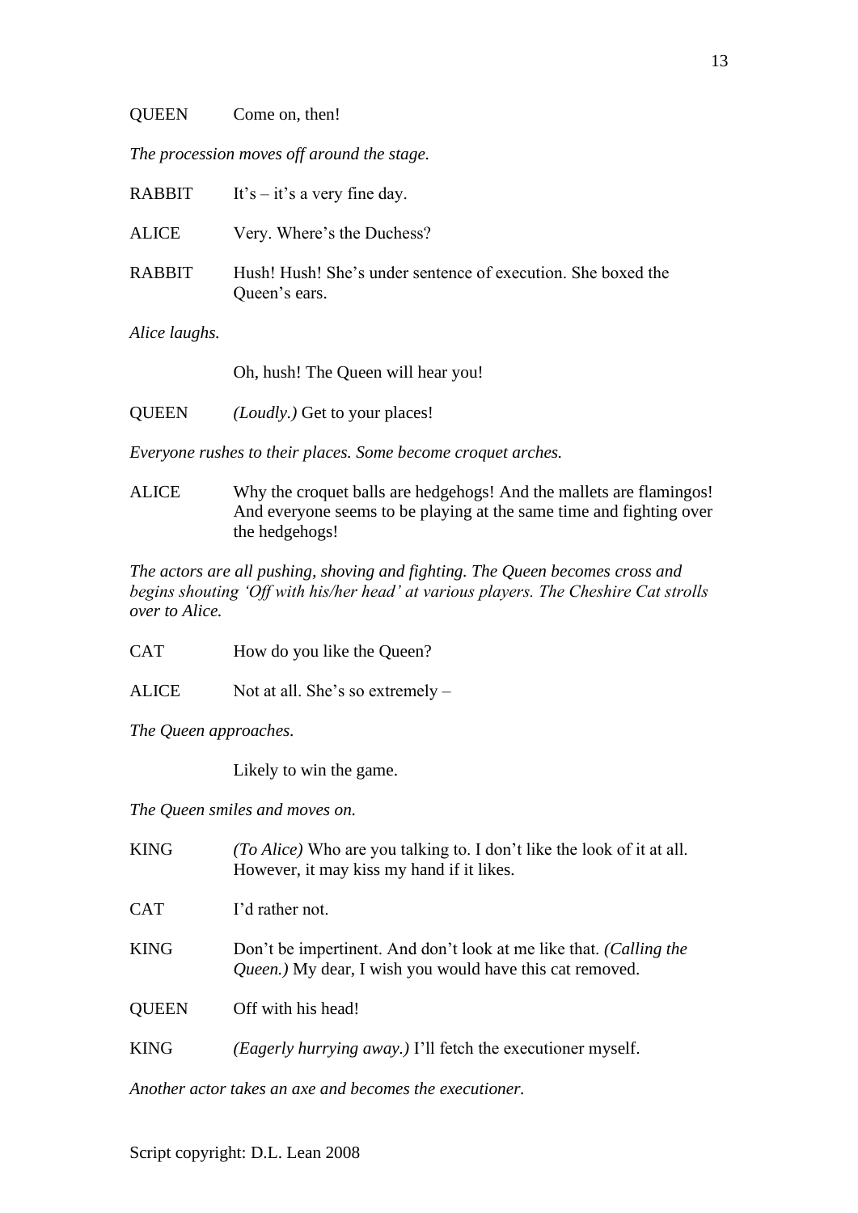QUEEN Come on, then!

*The procession moves off around the stage.*

RABBIT It's – it's a very fine day.

ALICE Very. Where's the Duchess?

RABBIT Hush! Hush! She's under sentence of execution. She boxed the Queen's ears.

*Alice laughs.*

Oh, hush! The Queen will hear you!

QUEEN *(Loudly.)* Get to your places!

*Everyone rushes to their places. Some become croquet arches.*

ALICE Why the croquet balls are hedgehogs! And the mallets are flamingos! And everyone seems to be playing at the same time and fighting over the hedgehogs!

*The actors are all pushing, shoving and fighting. The Queen becomes cross and begins shouting 'Off with his/her head' at various players. The Cheshire Cat strolls over to Alice.*

CAT How do you like the Queen?

ALICE Not at all. She's so extremely –

*The Queen approaches.*

Likely to win the game.

*The Queen smiles and moves on.*

KING *(To Alice)* Who are you talking to. I don't like the look of it at all. However, it may kiss my hand if it likes.

CAT I'd rather not.

KING Don't be impertinent. And don't look at me like that. *(Calling the Queen.)* My dear, I wish you would have this cat removed.

QUEEN Off with his head!

KING *(Eagerly hurrying away.)* I'll fetch the executioner myself.

*Another actor takes an axe and becomes the executioner.*

Script copyright: D.L. Lean 2008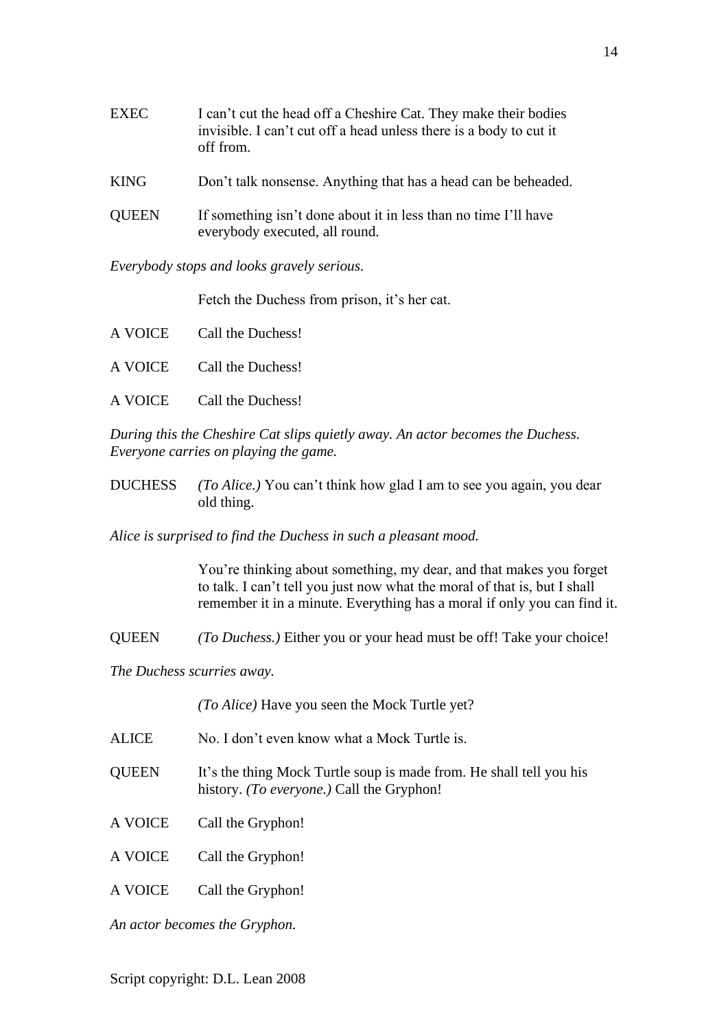EXEC I can't cut the head off a Cheshire Cat. They make their bodies invisible. I can't cut off a head unless there is a body to cut it off from.

KING Don't talk nonsense. Anything that has a head can be beheaded.

QUEEN If something isn't done about it in less than no time I'll have everybody executed, all round.

*Everybody stops and looks gravely serious.*

Fetch the Duchess from prison, it's her cat.

A VOICE Call the Duchess!

A VOICE Call the Duchess!

A VOICE Call the Duchess!

*During this the Cheshire Cat slips quietly away. An actor becomes the Duchess. Everyone carries on playing the game.*

DUCHESS *(To Alice.)* You can't think how glad I am to see you again, you dear old thing.

*Alice is surprised to find the Duchess in such a pleasant mood.*

You're thinking about something, my dear, and that makes you forget to talk. I can't tell you just now what the moral of that is, but I shall remember it in a minute. Everything has a moral if only you can find it.

QUEEN *(To Duchess.)* Either you or your head must be off! Take your choice!

*The Duchess scurries away.*

*(To Alice)* Have you seen the Mock Turtle yet?

ALICE No. I don't even know what a Mock Turtle is.

QUEEN It's the thing Mock Turtle soup is made from. He shall tell you his history. *(To everyone.)* Call the Gryphon!

A VOICE Call the Gryphon!

A VOICE Call the Gryphon!

A VOICE Call the Gryphon!

*An actor becomes the Gryphon.*

Script copyright: D.L. Lean 2008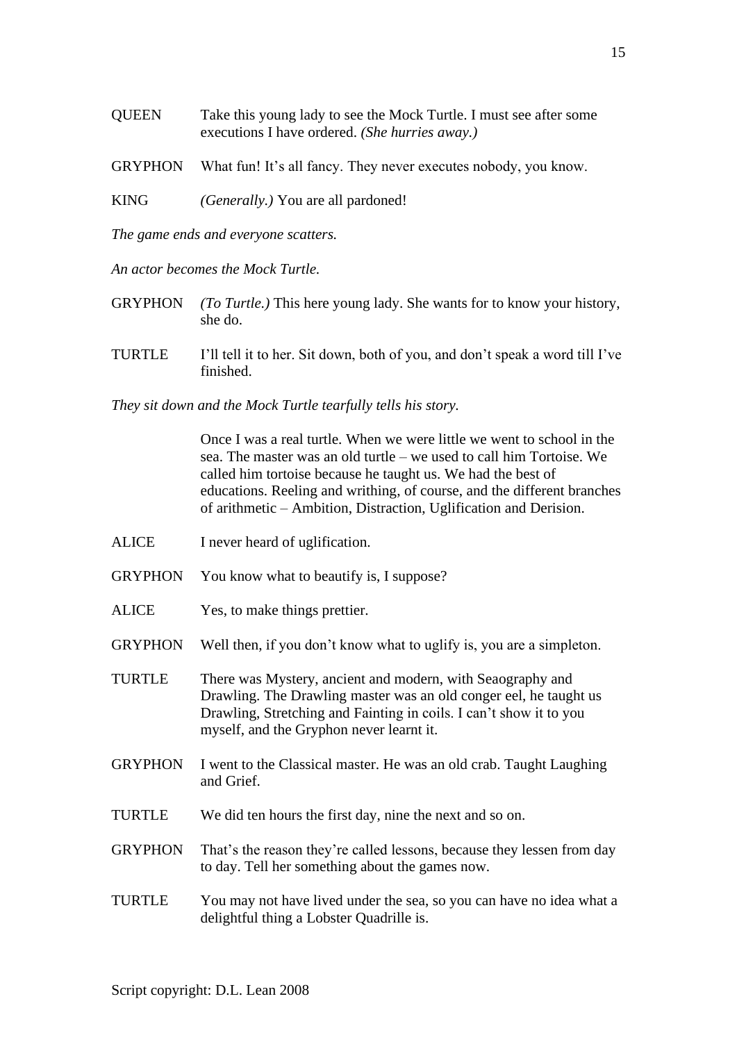QUEEN Take this young lady to see the Mock Turtle. I must see after some executions I have ordered. *(She hurries away.)*

GRYPHON What fun! It's all fancy. They never executes nobody, you know.

KING *(Generally.)* You are all pardoned!

*The game ends and everyone scatters.*

*An actor becomes the Mock Turtle.*

GRYPHON *(To Turtle.)* This here young lady. She wants for to know your history, she do.

TURTLE I'll tell it to her. Sit down, both of you, and don't speak a word till I've finished.

*They sit down and the Mock Turtle tearfully tells his story.*

Once I was a real turtle. When we were little we went to school in the sea. The master was an old turtle – we used to call him Tortoise. We called him tortoise because he taught us. We had the best of educations. Reeling and writhing, of course, and the different branches of arithmetic – Ambition, Distraction, Uglification and Derision.

ALICE I never heard of uglification.

GRYPHON You know what to beautify is, I suppose?

ALICE Yes, to make things prettier.

GRYPHON Well then, if you don't know what to uglify is, you are a simpleton.

TURTLE There was Mystery, ancient and modern, with Seaography and Drawling. The Drawling master was an old conger eel, he taught us Drawling, Stretching and Fainting in coils. I can't show it to you myself, and the Gryphon never learnt it.

GRYPHON I went to the Classical master. He was an old crab. Taught Laughing and Grief.

TURTLE We did ten hours the first day, nine the next and so on.

GRYPHON That's the reason they're called lessons, because they lessen from day to day. Tell her something about the games now.

TURTLE You may not have lived under the sea, so you can have no idea what a delightful thing a Lobster Quadrille is.

Script copyright: D.L. Lean 2008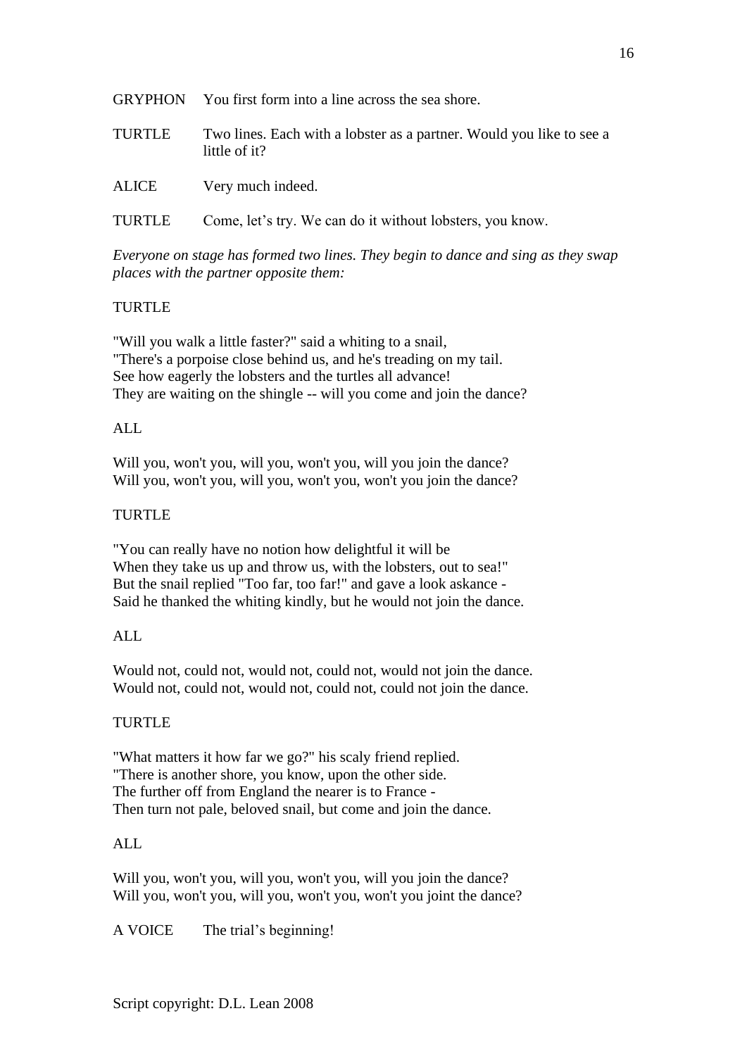GRYPHON You first form into a line across the sea shore.

TURTLE Two lines. Each with a lobster as a partner. Would you like to see a little of it?

ALICE Very much indeed.

TURTLE Come, let's try. We can do it without lobsters, you know.

*Everyone on stage has formed two lines. They begin to dance and sing as they swap places with the partner opposite them:*

TURTLE

"Will you walk a little faster?" said a whiting to a snail,
"There's a porpoise close behind us, and he's treading on my tail.
See how eagerly the lobsters and the turtles all advance!
They are waiting on the shingle -- will you come and join the dance?

ALL

Will you, won't you, will you, won't you, will you join the dance?
Will you, won't you, will you, won't you, won't you join the dance?

TURTLE

"You can really have no notion how delightful it will be
When they take us up and throw us, with the lobsters, out to sea!"
But the snail replied "Too far, too far!" and gave a look askance -
Said he thanked the whiting kindly, but he would not join the dance.

ALL

Would not, could not, would not, could not, would not join the dance.
Would not, could not, would not, could not, could not join the dance.

TURTLE

"What matters it how far we go?" his scaly friend replied.
"There is another shore, you know, upon the other side.
The further off from England the nearer is to France -
Then turn not pale, beloved snail, but come and join the dance.

ALL

Will you, won't you, will you, won't you, will you join the dance?
Will you, won't you, will you, won't you, won't you joint the dance?

A VOICE The trial's beginning!

Script copyright: D.L. Lean 2008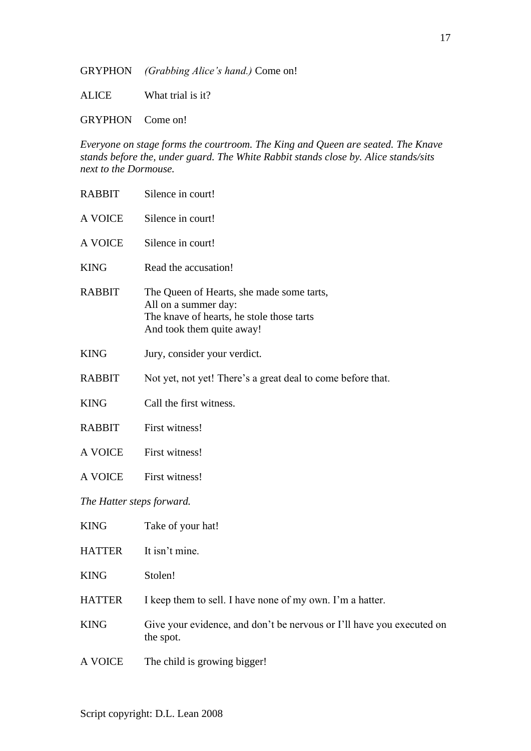GRYPHON *(Grabbing Alice's hand.)* Come on!

ALICE What trial is it?

GRYPHON Come on!

*Everyone on stage forms the courtroom. The King and Queen are seated. The Knave stands before the, under guard. The White Rabbit stands close by. Alice stands/sits next to the Dormouse.*

RABBIT Silence in court!

A VOICE Silence in court!

A VOICE Silence in court!

KING Read the accusation!

RABBIT The Queen of Hearts, she made some tarts,
All on a summer day:
The knave of hearts, he stole those tarts
And took them quite away!

KING Jury, consider your verdict.

RABBIT Not yet, not yet! There's a great deal to come before that.

KING Call the first witness.

RABBIT First witness!

A VOICE First witness!

A VOICE First witness!

*The Hatter steps forward.*

KING Take of your hat!

HATTER It isn't mine.

KING Stolen!

HATTER I keep them to sell. I have none of my own. I'm a hatter.

KING Give your evidence, and don't be nervous or I'll have you executed on the spot.

A VOICE The child is growing bigger!

Script copyright: D.L. Lean 2008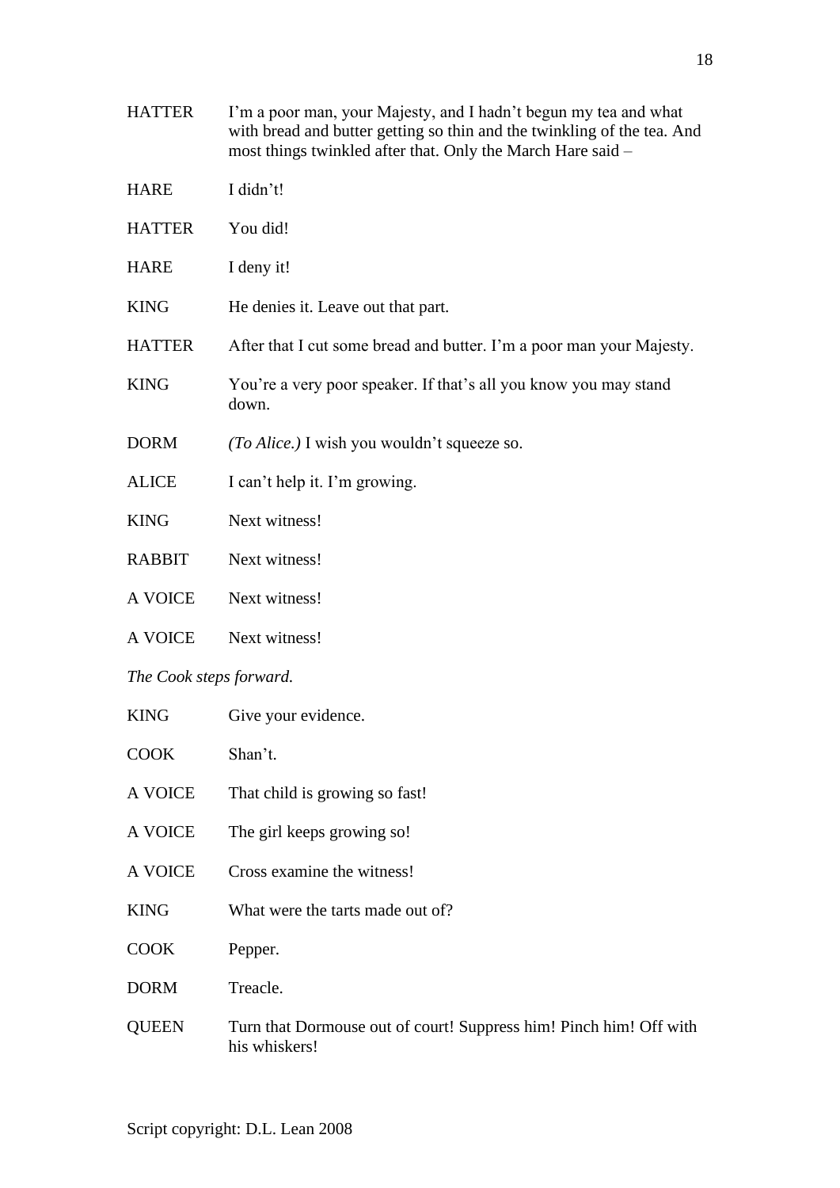HATTER	I'm a poor man, your Majesty, and I hadn't begun my tea and what with bread and butter getting so thin and the twinkling of the tea. And most things twinkled after that. Only the March Hare said –

HARE	I didn't!

HATTER	You did!

HARE	I deny it!

KING	He denies it. Leave out that part.

HATTER	After that I cut some bread and butter. I'm a poor man your Majesty.

KING	You're a very poor speaker. If that's all you know you may stand down.

DORM	*(To Alice.)* I wish you wouldn't squeeze so.

ALICE	I can't help it. I'm growing.

KING	Next witness!

RABBIT	Next witness!

A VOICE	Next witness!

A VOICE	Next witness!

*The Cook steps forward.*

KING	Give your evidence.

COOK	Shan't.

A VOICE	That child is growing so fast!

A VOICE	The girl keeps growing so!

A VOICE	Cross examine the witness!

KING	What were the tarts made out of?

COOK	Pepper.

DORM	Treacle.

QUEEN	Turn that Dormouse out of court! Suppress him! Pinch him! Off with his whiskers!

Script copyright: D.L. Lean 2008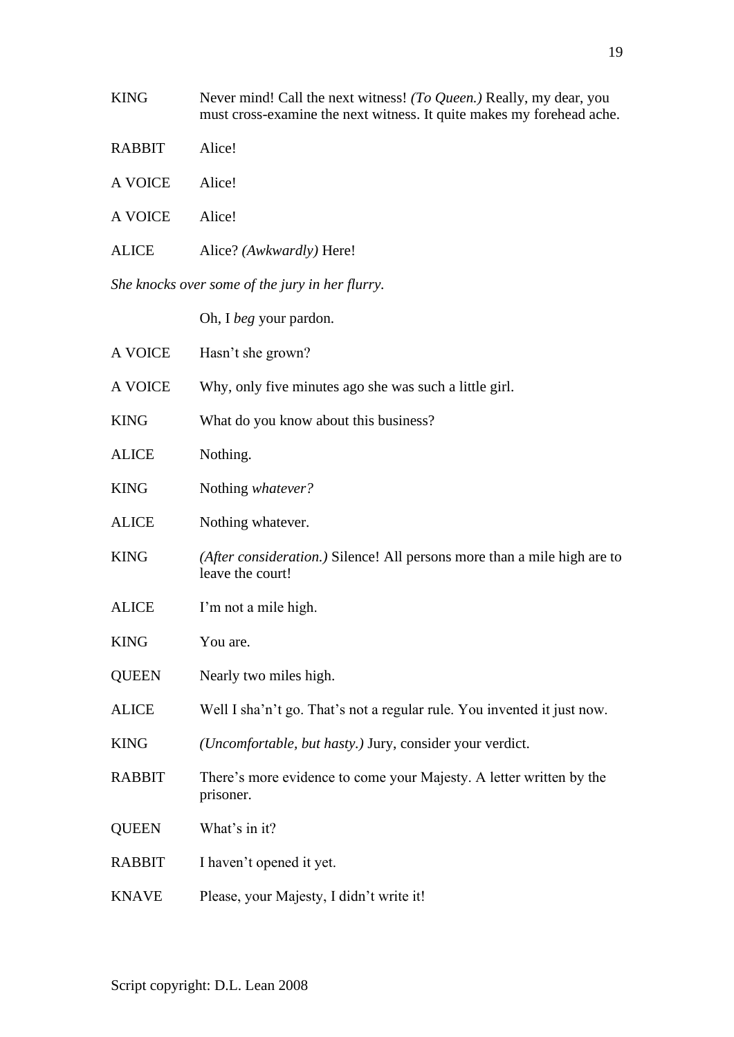KING Never mind! Call the next witness! *(To Queen.)* Really, my dear, you must cross-examine the next witness. It quite makes my forehead ache.

RABBIT Alice!

A VOICE Alice!

A VOICE Alice!

ALICE Alice? *(Awkwardly)* Here!

*She knocks over some of the jury in her flurry.*

Oh, I *beg* your pardon.

A VOICE Hasn't she grown?

A VOICE Why, only five minutes ago she was such a little girl.

KING What do you know about this business?

ALICE Nothing.

KING Nothing *whatever?*

ALICE Nothing whatever.

KING *(After consideration.)* Silence! All persons more than a mile high are to leave the court!

ALICE I'm not a mile high.

KING You are.

QUEEN Nearly two miles high.

ALICE Well I sha'n't go. That's not a regular rule. You invented it just now.

KING *(Uncomfortable, but hasty.)* Jury, consider your verdict.

RABBIT There's more evidence to come your Majesty. A letter written by the prisoner.

QUEEN What's in it?

RABBIT I haven't opened it yet.

KNAVE Please, your Majesty, I didn't write it!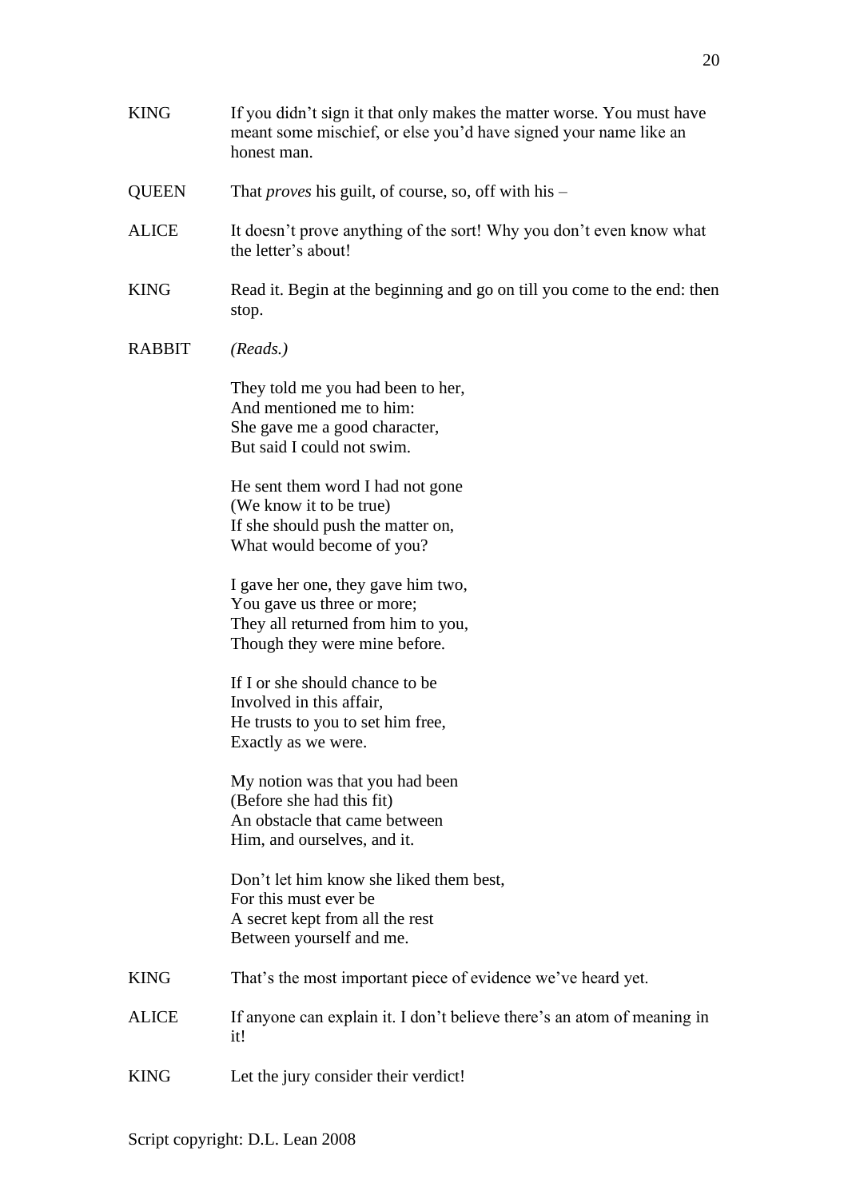KING	If you didn't sign it that only makes the matter worse. You must have meant some mischief, or else you'd have signed your name like an honest man.

QUEEN	That *proves* his guilt, of course, so, off with his –

ALICE	It doesn't prove anything of the sort! Why you don't even know what the letter's about!

KING	Read it. Begin at the beginning and go on till you come to the end: then stop.

RABBIT	*(Reads.)*

They told me you had been to her,
And mentioned me to him:
She gave me a good character,
But said I could not swim.

He sent them word I had not gone
(We know it to be true)
If she should push the matter on,
What would become of you?

I gave her one, they gave him two,
You gave us three or more;
They all returned from him to you,
Though they were mine before.

If I or she should chance to be
Involved in this affair,
He trusts to you to set him free,
Exactly as we were.

My notion was that you had been
(Before she had this fit)
An obstacle that came between
Him, and ourselves, and it.

Don't let him know she liked them best,
For this must ever be
A secret kept from all the rest
Between yourself and me.

KING	That's the most important piece of evidence we've heard yet.

ALICE	If anyone can explain it. I don't believe there's an atom of meaning in it!

KING	Let the jury consider their verdict!

Script copyright: D.L. Lean 2008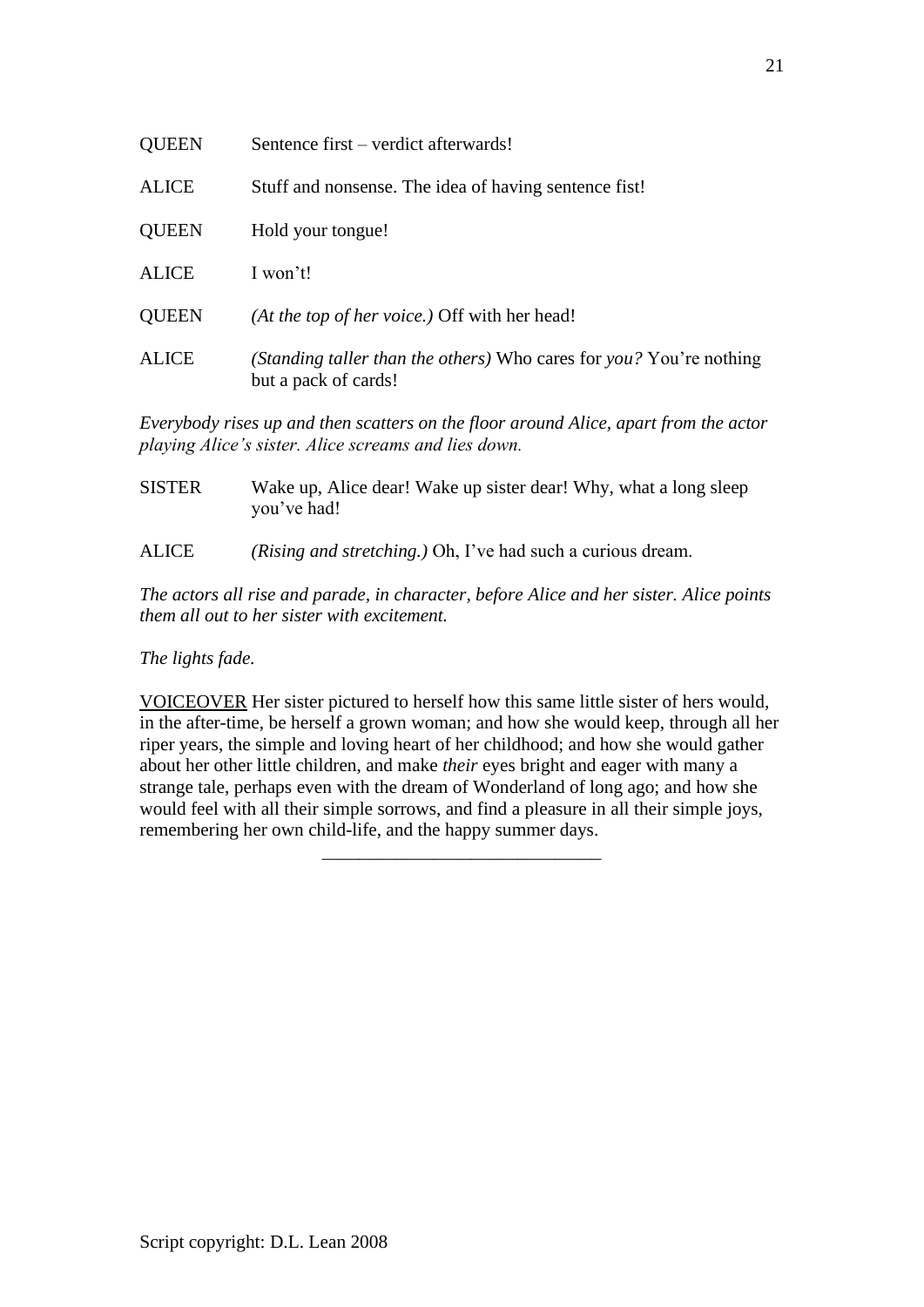QUEEN Sentence first – verdict afterwards!

ALICE Stuff and nonsense. The idea of having sentence fist!

QUEEN Hold your tongue!

ALICE I won't!

QUEEN *(At the top of her voice.)* Off with her head!

ALICE *(Standing taller than the others)* Who cares for *you?* You're nothing but a pack of cards!

*Everybody rises up and then scatters on the floor around Alice, apart from the actor playing Alice's sister. Alice screams and lies down.*

SISTER Wake up, Alice dear! Wake up sister dear! Why, what a long sleep you've had!

ALICE *(Rising and stretching.)* Oh, I've had such a curious dream.

*The actors all rise and parade, in character, before Alice and her sister. Alice points them all out to her sister with excitement.*

*The lights fade.*

<u>VOICEOVER</u> Her sister pictured to herself how this same little sister of hers would, in the after-time, be herself a grown woman; and how she would keep, through all her riper years, the simple and loving heart of her childhood; and how she would gather about her other little children, and make *their* eyes bright and eager with many a strange tale, perhaps even with the dream of Wonderland of long ago; and how she would feel with all their simple sorrows, and find a pleasure in all their simple joys, remembering her own child-life, and the happy summer days.

---

Script copyright: D.L. Lean 2008